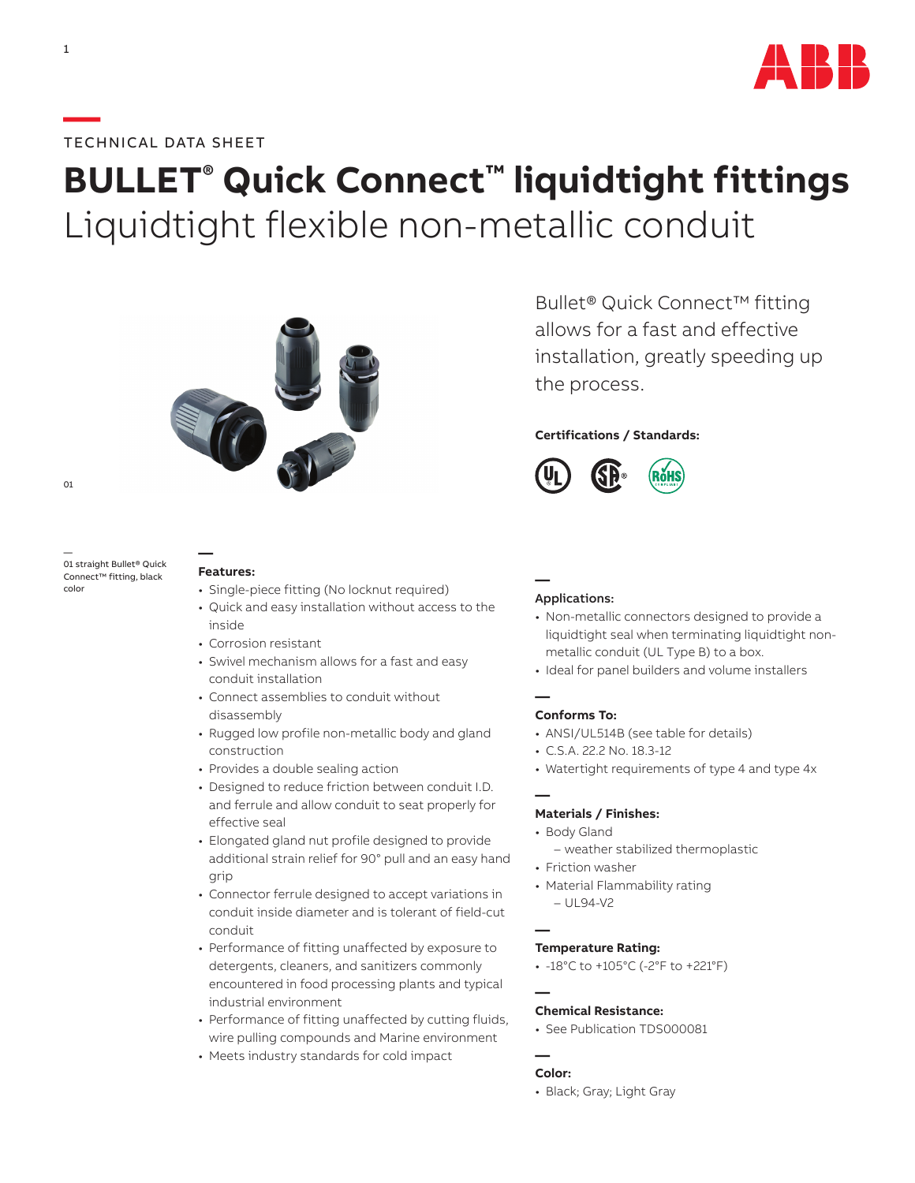TECHNICAL DATA SHEET

# BULLET® Quick Connect™ liquidtight fittings

## Liquidtight flexible non-metallic conduit

Bullet® Quick Connect™ fitting allows for a fast and effective installation, greatly speeding up the process.

**Certifications / Standards:**

01 straight Bullet® Quick Connect™ fitting, black color

**Features:**

- Single-piece fitting (No locknut required)
- Quick and easy installation without access to the inside
- Corrosion resistant
- Swivel mechanism allows for a fast and easy conduit installation
- Connect assemblies to conduit without disassembly
- Rugged low profile non-metallic body and gland construction
- Provides a double sealing action
- Designed to reduce friction between conduit I.D. and ferrule and allow conduit to seat properly for effective seal
- Elongated gland nut profile designed to provide additional strain relief for 90° pull and an easy hand grip
- Connector ferrule designed to accept variations in conduit inside diameter and is tolerant of field-cut conduit
- Performance of fitting unaffected by exposure to detergents, cleaners, and sanitizers commonly encountered in food processing plants and typical industrial environment
- Performance of fitting unaffected by cutting fluids, wire pulling compounds and Marine environment
- Meets industry standards for cold impact

**Applications:**

- Non-metallic connectors designed to provide a liquidtight seal when terminating liquidtight non-metallic conduit (UL Type B) to a box.
- Ideal for panel builders and volume installers

**Conforms To:**

- ANSI/UL514B (see table for details)
- C.S.A. 22.2 No. 18.3-12
- Watertight requirements of type 4 and type 4x

**Materials / Finishes:**

- Body Gland
  - weather stabilized thermoplastic
- Friction washer
- Material Flammability rating
  - UL94-V2

**Temperature Rating:**

- -18°C to +105°C (-2°F to +221°F)

**Chemical Resistance:**

- See Publication TDS000081

**Color:**

- Black; Gray; Light Gray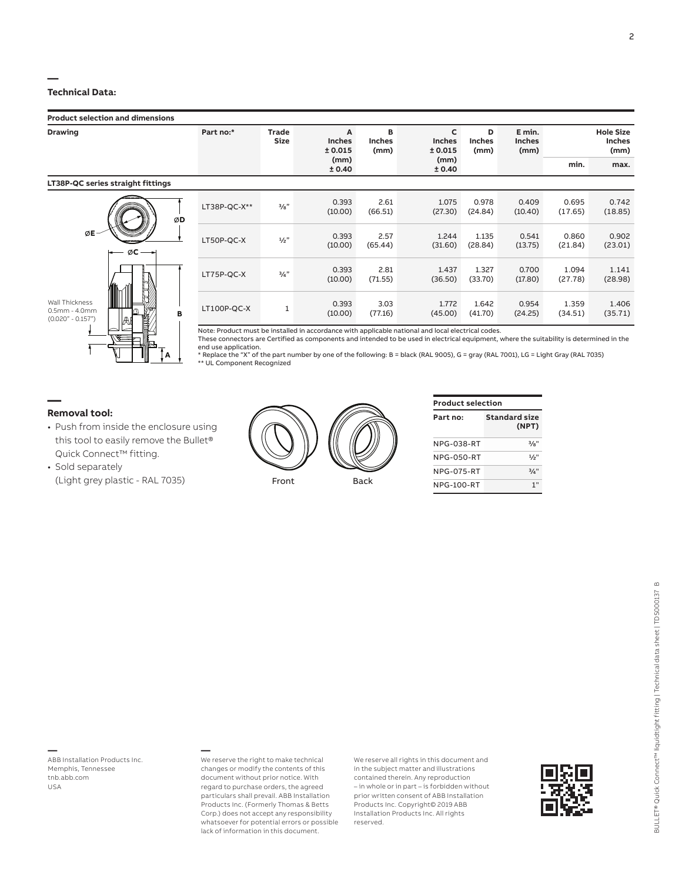## Technical Data:

### Product selection and dimensions

| Drawing | Part no:* | Trade Size | A Inches ± 0.015 (mm) ± 0.40 | B Inches (mm) | C Inches ± 0.015 (mm) ± 0.40 | D Inches (mm) | E min. Inches (mm) | Hole Size Inches (mm) min. | Hole Size Inches (mm) max. |
|---|---|---|---|---|---|---|---|---|---|
| **LT38P-QC series straight fittings** | | | | | | | | | |
| | LT38P-QC-X** | ⅜" | 0.393 (10.00) | 2.61 (66.51) | 1.075 (27.30) | 0.978 (24.84) | 0.409 (10.40) | 0.695 (17.65) | 0.742 (18.85) |
| | LT50P-QC-X | ½" | 0.393 (10.00) | 2.57 (65.44) | 1.244 (31.60) | 1.135 (28.84) | 0.541 (13.75) | 0.860 (21.84) | 0.902 (23.01) |
| | LT75P-QC-X | ¾" | 0.393 (10.00) | 2.81 (71.55) | 1.437 (36.50) | 1.327 (33.70) | 0.700 (17.80) | 1.094 (27.78) | 1.141 (28.98) |
| | LT100P-QC-X | 1 | 0.393 (10.00) | 3.03 (77.16) | 1.772 (45.00) | 1.642 (41.70) | 0.954 (24.25) | 1.359 (34.51) | 1.406 (35.71) |

ØD
ØE
ØC
Wall Thickness 0.5mm - 4.0mm (0.020" - 0.157")
B
A

Note: Product must be installed in accordance with applicable national and local electrical codes.
These connectors are Certified as components and intended to be used in electrical equipment, where the suitability is determined in the end use application.
* Replace the "X" of the part number by one of the following: B = black (RAL 9005), G = gray (RAL 7001), LG = Light Gray (RAL 7035)
** UL Component Recognized

### Removal tool:

- Push from inside the enclosure using this tool to easily remove the Bullet® Quick Connect™ fitting.
- Sold separately (Light grey plastic - RAL 7035)

Front

Back

**Product selection**

| Part no: | Standard size (NPT) |
|---|---|
| NPG-038-RT | ⅜" |
| NPG-050-RT | ½" |
| NPG-075-RT | ¾" |
| NPG-100-RT | 1" |

ABB Installation Products Inc.
Memphis, Tennessee
tnb.abb.com
USA

We reserve the right to make technical changes or modify the contents of this document without prior notice. With regard to purchase orders, the agreed particulars shall prevail. ABB Installation Products Inc. (Formerly Thomas & Betts Corp.) does not accept any responsibility whatsoever for potential errors or possible lack of information in this document.

We reserve all rights in this document and in the subject matter and illustrations contained therein. Any reproduction – in whole or in part – is forbidden without prior written consent of ABB Installation Products Inc. Copyright© 2019 ABB Installation Products Inc. All rights reserved.

BULLET® Quick Connect™ liquidtight fitting | Technical data sheet | TDS000137 B